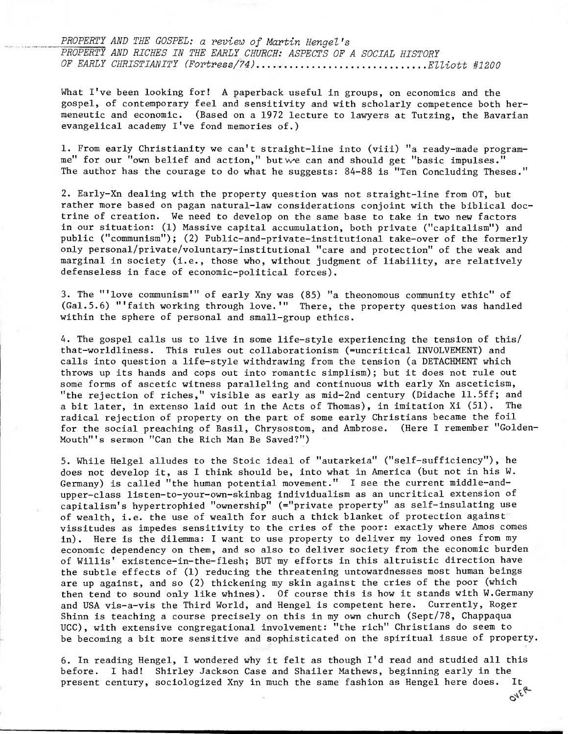*PROPERTY AND THE GOSPEL: a review of Martin Hengel's*
*PROPERTY AND RICHES IN THE EARLY CHURCH: ASPECTS OF A SOCIAL HISTORY OF EARLY CHRISTIANITY (Fortress/74)*..............................*Elliott #1200*

What I've been looking for! A paperback useful in groups, on economics and the gospel, of contemporary feel and sensitivity and with scholarly competence both hermeneutic and economic. (Based on a 1972 lecture to lawyers at Tutzing, the Bavarian evangelical academy I've fond memories of.)

1. From early Christianity we can't straight-line into (viii) "a ready-made programme" for our "own belief and action," but we can and should get "basic impulses." The author has the courage to do what he suggests: 84-88 is "Ten Concluding Theses."

2. Early-Xn dealing with the property question was not straight-line from OT, but rather more based on pagan natural-law considerations conjoint with the biblical doctrine of creation. We need to develop on the same base to take in two new factors in our situation: (1) Massive capital accumulation, both private ("capitalism") and public ("communism"); (2) Public-and-private-institutional take-over of the formerly only personal/private/voluntary-institutional "care and protection" of the weak and marginal in society (i.e., those who, without judgment of liability, are relatively defenseless in face of economic-political forces).

3. The "'love communism'" of early Xny was (85) "a theonomous community ethic" of (Gal.5.6) "'faith working through love.'" There, the property question was handled within the sphere of personal and small-group ethics.

4. The gospel calls us to live in some life-style experiencing the tension of this/that-worldliness. This rules out collaborationism (=uncritical INVOLVEMENT) and calls into question a life-style withdrawing from the tension (a DETACHMENT which throws up its hands and cops out into romantic simplism); but it does not rule out some forms of ascetic witness paralleling and continuous with early Xn asceticism, "the rejection of riches," visible as early as mid-2nd century (Didache 11.5ff; and a bit later, in extenso laid out in the Acts of Thomas), in imitation Xi (51). The radical rejection of property on the part of some early Christians became the foil for the social preaching of Basil, Chrysostom, and Ambrose. (Here I remember "Golden-Mouth"'s sermon "Can the Rich Man Be Saved?")

5. While Helgel alludes to the Stoic ideal of "autarkeia" ("self-sufficiency"), he does not develop it, as I think should be, into what in America (but not in his W. Germany) is called "the human potential movement." I see the current middle-and-upper-class listen-to-your-own-skinbag individualism as an uncritical extension of capitalism's hypertrophied "ownership" (="private property" as self-insulating use of wealth, i.e. the use of wealth for such a thick blanket of protection against vissitudes as impedes sensitivity to the cries of the poor: exactly where Amos comes in). Here is the dilemma: I want to use property to deliver my loved ones from my economic dependency on them, and so also to deliver society from the economic burden of Willis' existence-in-the-flesh; BUT my efforts in this altruistic direction have the subtle effects of (1) reducing the threatening untowardnesses most human beings are up against, and so (2) thickening my skin against the cries of the poor (which then tend to sound only like whines). Of course this is how it stands with W.Germany and USA vis-a-vis the Third World, and Hengel is competent here. Currently, Roger Shinn is teaching a course precisely on this in my own church (Sept/78, Chappaqua UCC), with extensive congregational involvement: "the rich" Christians do seem to be becoming a bit more sensitive and sophisticated on the spiritual issue of property.

6. In reading Hengel, I wondered why it felt as though I'd read and studied all this before. I had! Shirley Jackson Case and Shailer Mathews, beginning early in the present century, sociologized Xny in much the same fashion as Hengel here does. It

OVER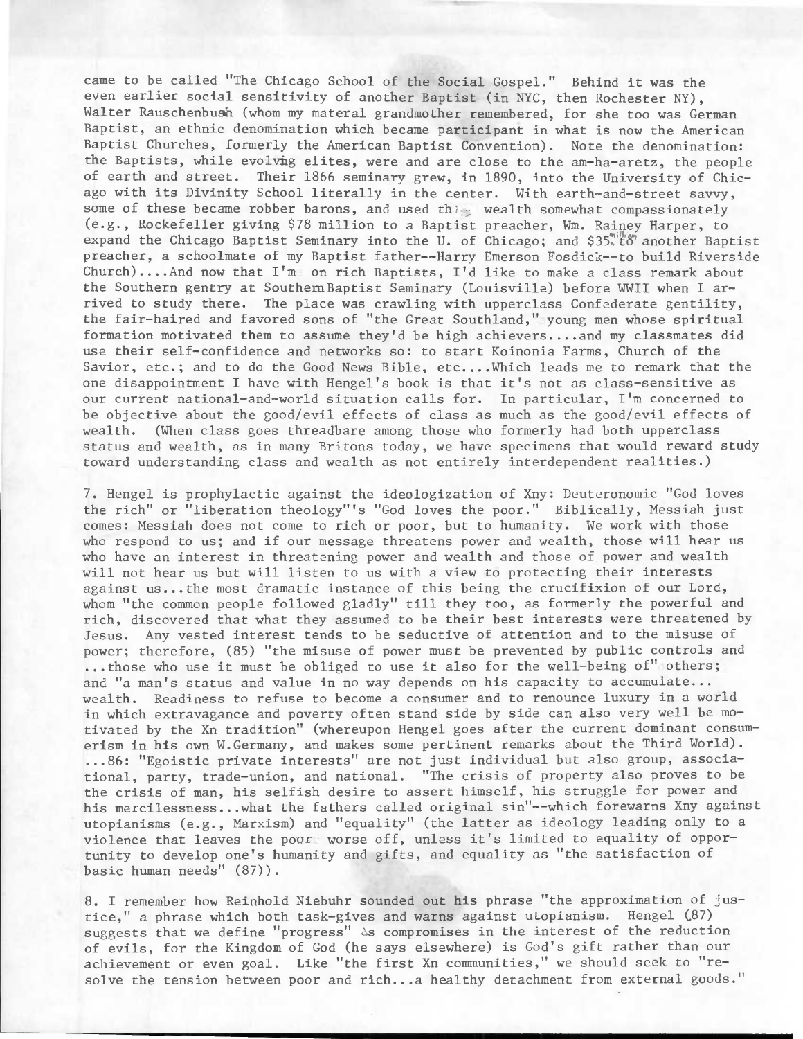came to be called "The Chicago School of the Social Gospel." Behind it was the even earlier social sensitivity of another Baptist (in NYC, then Rochester NY), Walter Rauschenbush (whom my materal grandmother remembered, for she too was German Baptist, an ethnic denomination which became participant in what is now the American Baptist Churches, formerly the American Baptist Convention). Note the denomination: the Baptists, while evolving elites, were and are close to the am-ha-aretz, the people of earth and street. Their 1866 seminary grew, in 1890, into the University of Chicago with its Divinity School literally in the center. With earth-and-street savvy, some of these became robber barons, and used this wealth somewhat compassionately (e.g., Rockefeller giving $78 million to a Baptist preacher, Wm. Rainey Harper, to expand the Chicago Baptist Seminary into the U. of Chicago; and $35 million to another Baptist preacher, a schoolmate of my Baptist father--Harry Emerson Fosdick--to build Riverside Church)....And now that I'm on rich Baptists, I'd like to make a class remark about the Southern gentry at Southern Baptist Seminary (Louisville) before WWII when I arrived to study there. The place was crawling with upperclass Confederate gentility, the fair-haired and favored sons of "the Great Southland," young men whose spiritual formation motivated them to assume they'd be high achievers....and my classmates did use their self-confidence and networks so: to start Koinonia Farms, Church of the Savior, etc.; and to do the Good News Bible, etc....Which leads me to remark that the one disappointment I have with Hengel's book is that it's not as class-sensitive as our current national-and-world situation calls for. In particular, I'm concerned to be objective about the good/evil effects of class as much as the good/evil effects of wealth. (When class goes threadbare among those who formerly had both upperclass status and wealth, as in many Britons today, we have specimens that would reward study toward understanding class and wealth as not entirely interdependent realities.)

7. Hengel is prophylactic against the ideologization of Xny: Deuteronomic "God loves the rich" or "liberation theology"'s "God loves the poor." Biblically, Messiah just comes: Messiah does not come to rich or poor, but to humanity. We work with those who respond to us; and if our message threatens power and wealth, those will hear us who have an interest in threatening power and wealth and those of power and wealth will not hear us but will listen to us with a view to protecting their interests against us...the most dramatic instance of this being the crucifixion of our Lord, whom "the common people followed gladly" till they too, as formerly the powerful and rich, discovered that what they assumed to be their best interests were threatened by Jesus. Any vested interest tends to be seductive of attention and to the misuse of power; therefore, (85) "the misuse of power must be prevented by public controls and ...those who use it must be obliged to use it also for the well-being of" others; and "a man's status and value in no way depends on his capacity to accumulate... wealth. Readiness to refuse to become a consumer and to renounce luxury in a world in which extravagance and poverty often stand side by side can also very well be motivated by the Xn tradition" (whereupon Hengel goes after the current dominant consumerism in his own W.Germany, and makes some pertinent remarks about the Third World). ...86: "Egoistic private interests" are not just individual but also group, associational, party, trade-union, and national. "The crisis of property also proves to be the crisis of man, his selfish desire to assert himself, his struggle for power and his mercilessness...what the fathers called original sin"--which forewarns Xny against utopianisms (e.g., Marxism) and "equality" (the latter as ideology leading only to a violence that leaves the poor worse off, unless it's limited to equality of opportunity to develop one's humanity and gifts, and equality as "the satisfaction of basic human needs" (87)).

8. I remember how Reinhold Niebuhr sounded out his phrase "the approximation of justice," a phrase which both task-gives and warns against utopianism. Hengel (87) suggests that we define "progress" as compromises in the interest of the reduction of evils, for the Kingdom of God (he says elsewhere) is God's gift rather than our achievement or even goal. Like "the first Xn communities," we should seek to "resolve the tension between poor and rich...a healthy detachment from external goods."